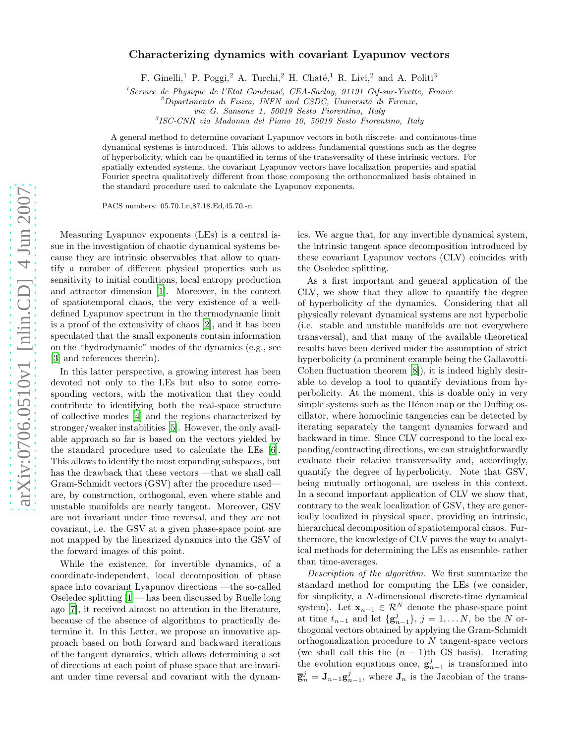# Characterizing dynamics with covariant Lyapunov vectors

F. Ginelli,[1] P. Poggi,[2] A. Turchi,[2] H. Chaté,[1] R. Livi,[2] and A. Politi[3]

[1]*Service de Physique de l'Etat Condensé, CEA-Saclay, 91191 Gif-sur-Yvette, France*
[2]*Dipartimento di Fisica, INFN and CSDC, Universitá di Firenze, via G. Sansone 1, 50019 Sesto Fiorentino, Italy*
[3]*ISC-CNR via Madonna del Piano 10, 50019 Sesto Fiorentino, Italy*

A general method to determine covariant Lyapunov vectors in both discrete- and continuous-time dynamical systems is introduced. This allows to address fundamental questions such as the degree of hyperbolicity, which can be quantified in terms of the transversality of these intrinsic vectors. For spatially extended systems, the covariant Lyapunov vectors have localization properties and spatial Fourier spectra qualitatively different from those composing the orthonormalized basis obtained in the standard procedure used to calculate the Lyapunov exponents.

PACS numbers: 05.70.Ln,87.18.Ed,45.70.-n

Measuring Lyapunov exponents (LEs) is a central issue in the investigation of chaotic dynamical systems because they are intrinsic observables that allow to quantify a number of different physical properties such as sensitivity to initial conditions, local entropy production and attractor dimension [1]. Moreover, in the context of spatiotemporal chaos, the very existence of a well-defined Lyapunov spectrum in the thermodynamic limit is a proof of the extensivity of chaos [2], and it has been speculated that the small exponents contain information on the "hydrodynamic" modes of the dynamics (e.g., see [3] and references therein).

In this latter perspective, a growing interest has been devoted not only to the LEs but also to some corresponding vectors, with the motivation that they could contribute to identifying both the real-space structure of collective modes [4] and the regions characterized by stronger/weaker instabilities [5]. However, the only available approach so far is based on the vectors yielded by the standard procedure used to calculate the LEs [6]. This allows to identify the most expanding subspaces, but has the drawback that these vectors —that we shall call Gram-Schmidt vectors (GSV) after the procedure used— are, by construction, orthogonal, even where stable and unstable manifolds are nearly tangent. Moreover, GSV are not invariant under time reversal, and they are not covariant, i.e. the GSV at a given phase-space point are not mapped by the linearized dynamics into the GSV of the forward images of this point.

While the existence, for invertible dynamics, of a coordinate-independent, local decomposition of phase space into covariant Lyapunov directions —the so-called Oseledec splitting [1]— has been discussed by Ruelle long ago [7], it received almost no attention in the literature, because of the absence of algorithms to practically determine it. In this Letter, we propose an innovative approach based on both forward and backward iterations of the tangent dynamics, which allows determining a set of directions at each point of phase space that are invariant under time reversal and covariant with the dynamics. We argue that, for any invertible dynamical system, the intrinsic tangent space decomposition introduced by these covariant Lyapunov vectors (CLV) coincides with the Oseledec splitting.

As a first important and general application of the CLV, we show that they allow to quantify the degree of hyperbolicity of the dynamics. Considering that all physically relevant dynamical systems are not hyperbolic (i.e. stable and unstable manifolds are not everywhere transversal), and that many of the available theoretical results have been derived under the assumption of strict hyperbolicity (a prominent example being the Gallavotti-Cohen fluctuation theorem [8]), it is indeed highly desirable to develop a tool to quantify deviations from hyperbolicity. At the moment, this is doable only in very simple systems such as the Hénon map or the Duffing oscillator, where homoclinic tangencies can be detected by iterating separately the tangent dynamics forward and backward in time. Since CLV correspond to the local expanding/contracting directions, we can straightforwardly evaluate their relative transversality and, accordingly, quantify the degree of hyperbolicity. Note that GSV, being mutually orthogonal, are useless in this context. In a second important application of CLV we show that, contrary to the weak localization of GSV, they are generically localized in physical space, providing an intrinsic, hierarchical decomposition of spatiotemporal chaos. Furthermore, the knowledge of CLV paves the way to analytical methods for determining the LEs as ensemble- rather than time-averages.

*Description of the algorithm.* We first summarize the standard method for computing the LEs (we consider, for simplicity, a $N$-dimensional discrete-time dynamical system). Let $\mathbf{x}_{n-1} \in \mathcal{R}^N$ denote the phase-space point at time $t_{n-1}$ and let $\{\mathbf{g}^j_{n-1}\}$, $j = 1, \ldots N$, be the $N$ orthogonal vectors obtained by applying the Gram-Schmidt orthogonalization procedure to $N$ tangent-space vectors (we shall call this the $(n-1)$th GS basis). Iterating the evolution equations once, $\mathbf{g}^j_{n-1}$ is transformed into $\overline{\mathbf{g}}^j_n = \mathbf{J}_{n-1}\mathbf{g}^j_{n-1}$, where $\mathbf{J}_n$ is the Jacobian of the trans-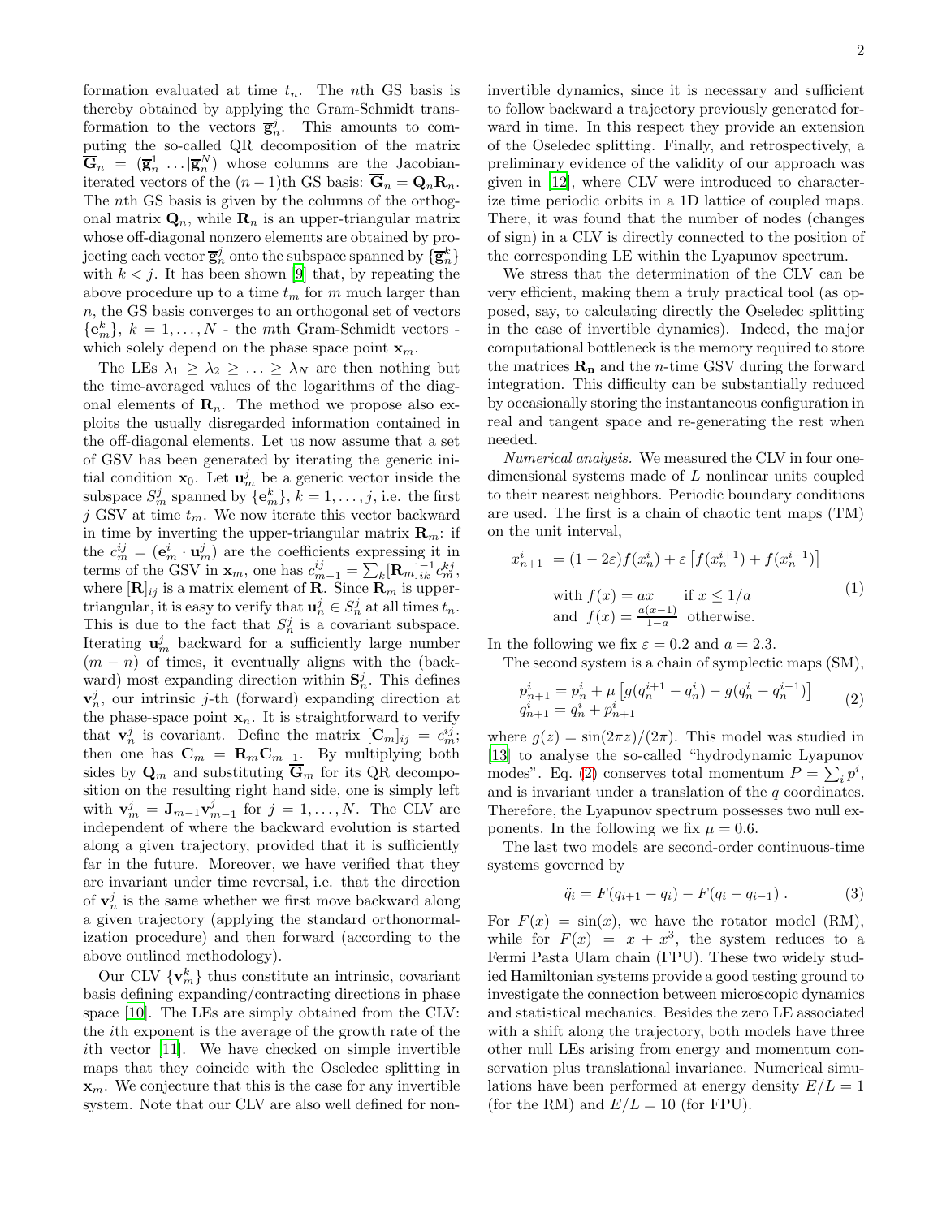formation evaluated at time $t_n$. The $n$th GS basis is thereby obtained by applying the Gram-Schmidt transformation to the vectors $\overline{\mathbf{g}}_n^j$. This amounts to computing the so-called QR decomposition of the matrix $\overline{\mathbf{G}}_n = (\overline{\mathbf{g}}_n^1|\ldots|\overline{\mathbf{g}}_n^N)$ whose columns are the Jacobian-iterated vectors of the $(n-1)$th GS basis: $\overline{\mathbf{G}}_n = \mathbf{Q}_n\mathbf{R}_n$. The $n$th GS basis is given by the columns of the orthogonal matrix $\mathbf{Q}_n$, while $\mathbf{R}_n$ is an upper-triangular matrix whose off-diagonal nonzero elements are obtained by projecting each vector $\overline{\mathbf{g}}_n^j$ onto the subspace spanned by $\{\overline{\mathbf{g}}_n^k\}$ with $k < j$. It has been shown [9] that, by repeating the above procedure up to a time $t_m$ for $m$ much larger than $n$, the GS basis converges to an orthogonal set of vectors $\{\mathbf{e}_m^k\}$, $k = 1, \ldots, N$ - the $m$th Gram-Schmidt vectors - which solely depend on the phase space point $\mathbf{x}_m$.

The LEs $\lambda_1 \geq \lambda_2 \geq \ldots \geq \lambda_N$ are then nothing but the time-averaged values of the logarithms of the diagonal elements of $\mathbf{R}_n$. The method we propose also exploits the usually disregarded information contained in the off-diagonal elements. Let us now assume that a set of GSV has been generated by iterating the generic initial condition $\mathbf{x}_0$. Let $\mathbf{u}_m^j$ be a generic vector inside the subspace $S_m^j$ spanned by $\{\mathbf{e}_m^k\}$, $k = 1, \ldots, j$, i.e. the first $j$ GSV at time $t_m$. We now iterate this vector backward in time by inverting the upper-triangular matrix $\mathbf{R}_m$: if the $c_m^{ij} = (\mathbf{e}_m^i \cdot \mathbf{u}_m^j)$ are the coefficients expressing it in terms of the GSV in $\mathbf{x}_m$, one has $c_{m-1}^{ij} = \sum_k [\mathbf{R}_m]_{ik}^{-1} c_m^{kj}$, where $[\mathbf{R}]_{ij}$ is a matrix element of $\mathbf{R}$. Since $\mathbf{R}_m$ is upper-triangular, it is easy to verify that $\mathbf{u}_n^j \in S_n^j$ at all times $t_n$. This is due to the fact that $S_n^j$ is a covariant subspace. Iterating $\mathbf{u}_m^j$ backward for a sufficiently large number $(m-n)$ of times, it eventually aligns with the (backward) most expanding direction within $\mathbf{S}_n^j$. This defines $\mathbf{v}_n^j$, our intrinsic $j$-th (forward) expanding direction at the phase-space point $\mathbf{x}_n$. It is straightforward to verify that $\mathbf{v}_n^j$ is covariant. Define the matrix $[\mathbf{C}_m]_{ij} = c_m^{ij}$; then one has $\mathbf{C}_m = \mathbf{R}_m \mathbf{C}_{m-1}$. By multiplying both sides by $\mathbf{Q}_m$ and substituting $\overline{\mathbf{G}}_m$ for its QR decomposition on the resulting right hand side, one is simply left with $\mathbf{v}_m^j = \mathbf{J}_{m-1}\mathbf{v}_{m-1}^j$ for $j = 1, \ldots, N$. The CLV are independent of where the backward evolution is started along a given trajectory, provided that it is sufficiently far in the future. Moreover, we have verified that they are invariant under time reversal, i.e. that the direction of $\mathbf{v}_n^j$ is the same whether we first move backward along a given trajectory (applying the standard orthonormalization procedure) and then forward (according to the above outlined methodology).

Our CLV $\{\mathbf{v}_m^k\}$ thus constitute an intrinsic, covariant basis defining expanding/contracting directions in phase space [10]. The LEs are simply obtained from the CLV: the $i$th exponent is the average of the growth rate of the $i$th vector [11]. We have checked on simple invertible maps that they coincide with the Oseledec splitting in $\mathbf{x}_m$. We conjecture that this is the case for any invertible system. Note that our CLV are also well defined for non-invertible dynamics, since it is necessary and sufficient to follow backward a trajectory previously generated forward in time. In this respect they provide an extension of the Oseledec splitting. Finally, and retrospectively, a preliminary evidence of the validity of our approach was given in [12], where CLV were introduced to characterize time periodic orbits in a 1D lattice of coupled maps. There, it was found that the number of nodes (changes of sign) in a CLV is directly connected to the position of the corresponding LE within the Lyapunov spectrum.

We stress that the determination of the CLV can be very efficient, making them a truly practical tool (as opposed, say, to calculating directly the Oseledec splitting in the case of invertible dynamics). Indeed, the major computational bottleneck is the memory required to store the matrices $\mathbf{R_n}$ and the $n$-time GSV during the forward integration. This difficulty can be substantially reduced by occasionally storing the instantaneous configuration in real and tangent space and re-generating the rest when needed.

*Numerical analysis.* We measured the CLV in four one-dimensional systems made of $L$ nonlinear units coupled to their nearest neighbors. Periodic boundary conditions are used. The first is a chain of chaotic tent maps (TM) on the unit interval,

$$
\begin{aligned}
x_{n+1}^i &= (1-2\varepsilon) f(x_n^i) + \varepsilon \left[ f(x_n^{i+1}) + f(x_n^{i-1}) \right] \\
&\text{with } f(x) = ax \qquad \text{if } x \leq 1/a \\
&\text{and } \ f(x) = \tfrac{a(x-1)}{1-a} \ \ \text{otherwise.}
\end{aligned} \tag{1}
$$

In the following we fix $\varepsilon = 0.2$ and $a = 2.3$.

The second system is a chain of symplectic maps (SM),

$$
\begin{aligned}
p_{n+1}^i &= p_n^i + \mu \left[ g(q_n^{i+1} - q_n^i) - g(q_n^i - q_n^{i-1}) \right] \\
q_{n+1}^i &= q_n^i + p_{n+1}^i
\end{aligned} \tag{2}
$$

where $g(z) = \sin(2\pi z)/(2\pi)$. This model was studied in [13] to analyse the so-called "hydrodynamic Lyapunov modes". Eq. (2) conserves total momentum $P = \sum_i p^i$, and is invariant under a translation of the $q$ coordinates. Therefore, the Lyapunov spectrum possesses two null exponents. In the following we fix $\mu = 0.6$.

The last two models are second-order continuous-time systems governed by

$$
\ddot{q}_i = F(q_{i+1} - q_i) - F(q_i - q_{i-1}) \,. \tag{3}
$$

For $F(x) = \sin(x)$, we have the rotator model (RM), while for $F(x) = x + x^3$, the system reduces to a Fermi Pasta Ulam chain (FPU). These two widely studied Hamiltonian systems provide a good testing ground to investigate the connection between microscopic dynamics and statistical mechanics. Besides the zero LE associated with a shift along the trajectory, both models have three other null LEs arising from energy and momentum conservation plus translational invariance. Numerical simulations have been performed at energy density $E/L = 1$ (for the RM) and $E/L = 10$ (for FPU).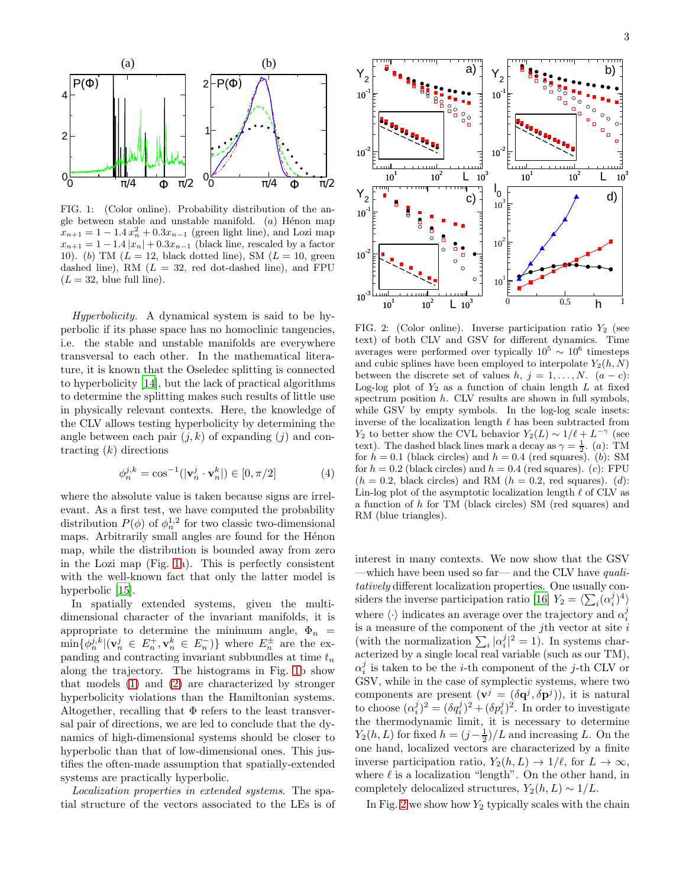FIG. 1: (Color online). Probability distribution of the angle between stable and unstable manifold. (*a*) Hénon map $x_{n+1} = 1 - 1.4\, x_n^2 + 0.3 x_{n-1}$ (green light line), and Lozi map $x_{n+1} = 1 - 1.4\, |x_n| + 0.3 x_{n-1}$ (black line, rescaled by a factor 10). (*b*) TM ($L = 12$, black dotted line), SM ($L = 10$, green dashed line), RM ($L = 32$, red dot-dashed line), and FPU ($L = 32$, blue full line).

*Hyperbolicity.* A dynamical system is said to be hyperbolic if its phase space has no homoclinic tangencies, i.e. the stable and unstable manifolds are everywhere transversal to each other. In the mathematical literature, it is known that the Oseledec splitting is connected to hyperbolicity [14], but the lack of practical algorithms to determine the splitting makes such results of little use in physically relevant contexts. Here, the knowledge of the CLV allows testing hyperbolicity by determining the angle between each pair $(j, k)$ of expanding ($j$) and contracting ($k$) directions

$$\phi_n^{j,k} = \cos^{-1}(|\mathbf{v}_n^j \cdot \mathbf{v}_n^k|) \in [0, \pi/2] \tag{4}$$

where the absolute value is taken because signs are irrelevant. As a first test, we have computed the probability distribution $P(\phi)$ of $\phi_n^{1,2}$ for two classic two-dimensional maps. Arbitrarily small angles are found for the Hénon map, while the distribution is bounded away from zero in the Lozi map (Fig. 1a). This is perfectly consistent with the well-known fact that only the latter model is hyperbolic [15].

In spatially extended systems, given the multidimensional character of the invariant manifolds, it is appropriate to determine the minimum angle, $\Phi_n = \min\{\phi_n^{j,k} | (\mathbf{v}_n^j \in E_n^+, \mathbf{v}_n^k \in E_n^-)\}$ where $E_n^\pm$ are the expanding and contracting invariant subbundles at time $t_n$ along the trajectory. The histograms in Fig. 1b show that models (1) and (2) are characterized by stronger hyperbolicity violations than the Hamiltonian systems. Altogether, recalling that $\Phi$ refers to the least transversal pair of directions, we are led to conclude that the dynamics of high-dimensional systems should be closer to hyperbolic than that of low-dimensional ones. This justifies the often-made assumption that spatially-extended systems are practically hyperbolic.

*Localization properties in extended systems.* The spatial structure of the vectors associated to the LEs is of interest in many contexts. We now show that the GSV —which have been used so far— and the CLV have *qualitatively* different localization properties. One usually considers the inverse participation ratio [16] $Y_2 = \langle \sum_i (\alpha_i^j)^4 \rangle$ where $\langle \cdot \rangle$ indicates an average over the trajectory and $\alpha_i^j$ is a measure of the component of the $j$th vector at site $i$ (with the normalization $\sum_i |\alpha_i^j|^2 = 1$). In systems characterized by a single local real variable (such as our TM), $\alpha_i^j$ is taken to be the $i$-th component of the $j$-th CLV or GSV, while in the case of symplectic systems, where two components are present ($\mathbf{v}^j = (\delta \mathbf{q}^j, \delta \mathbf{p}^j)$), it is natural to choose $(\alpha_i^j)^2 = (\delta q_i^j)^2 + (\delta p_i^j)^2$. In order to investigate the thermodynamic limit, it is necessary to determine $Y_2(h, L)$ for fixed $h = (j - \frac{1}{2})/L$ and increasing $L$. On the one hand, localized vectors are characterized by a finite inverse participation ratio, $Y_2(h, L) \to 1/\ell$, for $L \to \infty$, where $\ell$ is a localization "length". On the other hand, in completely delocalized structures, $Y_2(h, L) \sim 1/L$.

FIG. 2: (Color online). Inverse participation ratio $Y_2$ (see text) of both CLV and GSV for different dynamics. Time averages were performed over typically $10^5 \sim 10^6$ timesteps and cubic splines have been employed to interpolate $Y_2(h, N)$ between the discrete set of values $h$, $j = 1, \ldots, N$. ($a - c$): Log-log plot of $Y_2$ as a function of chain length $L$ at fixed spectrum position $h$. CLV results are shown in full symbols, while GSV by empty symbols. In the log-log scale insets: inverse of the localization length $\ell$ has been subtracted from $Y_2$ to better show the CVL behavior $Y_2(L) \sim 1/\ell + L^{-\gamma}$ (see text). The dashed black lines mark a decay as $\gamma = \frac{1}{2}$. ($a$): TM for $h = 0.1$ (black circles) and $h = 0.4$ (red squares). ($b$): SM for $h = 0.2$ (black circles) and $h = 0.4$ (red squares). ($c$): FPU ($h = 0.2$, black circles) and RM ($h = 0.2$, red squares). ($d$): Lin-log plot of the asymptotic localization length $\ell$ of CLV as a function of $h$ for TM (black circles) SM (red squares) and RM (blue triangles).

In Fig. 2 we show how $Y_2$ typically scales with the chain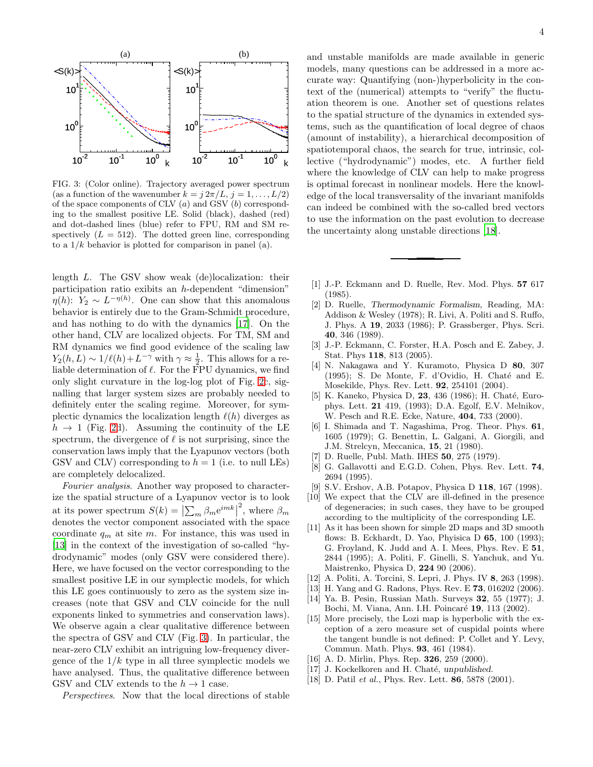(a)

<S(k)>

$10^1$

$10^0$

$10^{-2}$ $10^{-1}$ $10^0$ k

(b)

<S(k)>

$10^1$

$10^0$

$10^{-2}$ $10^{-1}$ $10^0$ k

FIG. 3: (Color online). Trajectory averaged power spectrum (as a function of the wavenumber $k = j\,2\pi/L$, $j = 1, \ldots, L/2$) of the space components of CLV $(a)$ and GSV $(b)$ corresponding to the smallest positive LE. Solid (black), dashed (red) and dot-dashed lines (blue) refer to FPU, RM and SM respectively ($L = 512$). The dotted green line, corresponding to a $1/k$ behavior is plotted for comparison in panel (a).

length $L$. The GSV show weak (de)localization: their participation ratio exibits an $h$-dependent "dimension" $\eta(h)$: $Y_2 \sim L^{-\eta(h)}$. One can show that this anomalous behavior is entirely due to the Gram-Schmidt procedure, and has nothing to do with the dynamics [17]. On the other hand, CLV are localized objects. For TM, SM and RM dynamics we find good evidence of the scaling law $Y_2(h, L) \sim 1/\ell(h) + L^{-\gamma}$ with $\gamma \approx \frac{1}{2}$. This allows for a reliable determination of $\ell$. For the FPU dynamics, we find only slight curvature in the log-log plot of Fig. 2c, signalling that larger system sizes are probably needed to definitely enter the scaling regime. Moreover, for symplectic dynamics the localization length $\ell(h)$ diverges as $h \to 1$ (Fig. 2d). Assuming the continuity of the LE spectrum, the divergence of $\ell$ is not surprising, since the conservation laws imply that the Lyapunov vectors (both GSV and CLV) corresponding to $h = 1$ (i.e. to null LEs) are completely delocalized.

*Fourier analysis*. Another way proposed to characterize the spatial structure of a Lyapunov vector is to look at its power spectrum $S(k) = \left|\sum_m \beta_m e^{imk}\right|^2$, where $\beta_m$ denotes the vector component associated with the space coordinate $q_m$ at site $m$. For instance, this was used in [13] in the context of the investigation of so-called "hydrodynamic" modes (only GSV were considered there). Here, we have focused on the vector corresponding to the smallest positive LE in our symplectic models, for which this LE goes continuously to zero as the system size increases (note that GSV and CLV coincide for the null exponents linked to symmetries and conservation laws). We observe again a clear qualitative difference between the spectra of GSV and CLV (Fig. 3). In particular, the near-zero CLV exhibit an intriguing low-frequency divergence of the $1/k$ type in all three symplectic models we have analysed. Thus, the qualitative difference between GSV and CLV extends to the $h \to 1$ case.

*Perspectives*. Now that the local directions of stable and unstable manifolds are made available in generic models, many questions can be addressed in a more accurate way: Quantifying (non-)hyperbolicity in the context of the (numerical) attempts to "verify" the fluctuation theorem is one. Another set of questions relates to the spatial structure of the dynamics in extended systems, such as the quantification of local degree of chaos (amount of instability), a hierarchical decomposition of spatiotemporal chaos, the search for true, intrinsic, collective ("hydrodynamic") modes, etc. A further field where the knowledge of CLV can help to make progress is optimal forecast in nonlinear models. Here the knowledge of the local transversality of the invariant manifolds can indeed be combined with the so-called bred vectors to use the information on the past evolution to decrease the uncertainty along unstable directions [18].

---

[1] J.-P. Eckmann and D. Ruelle, Rev. Mod. Phys. **57** 617 (1985).

[2] D. Ruelle, *Thermodynamic Formalism*, Reading, MA: Addison & Wesley (1978); R. Livi, A. Politi and S. Ruffo, J. Phys. A **19**, 2033 (1986); P. Grassberger, Phys. Scri. **40**, 346 (1989).

[3] J.-P. Eckmann, C. Forster, H.A. Posch and E. Zabey, J. Stat. Phys **118**, 813 (2005).

[4] N. Nakagawa and Y. Kuramoto, Physica D **80**, 307 (1995); S. De Monte, F. d'Ovidio, H. Chaté and E. Mosekilde, Phys. Rev. Lett. **92**, 254101 (2004).

[5] K. Kaneko, Physica D, **23**, 436 (1986); H. Chaté, Europhys. Lett. **21** 419, (1993); D.A. Egolf, E.V. Melnikov, W. Pesch and R.E. Ecke, Nature, **404**, 733 (2000).

[6] I. Shimada and T. Nagashima, Prog. Theor. Phys. **61**, 1605 (1979); G. Benettin, L. Galgani, A. Giorgili, and J.M. Strelcyn, Meccanica, **15**, 21 (1980).

[7] D. Ruelle, Publ. Math. IHES **50**, 275 (1979).

[8] G. Gallavotti and E.G.D. Cohen, Phys. Rev. Lett. **74**, 2694 (1995).

[9] S.V. Ershov, A.B. Potapov, Physica D **118**, 167 (1998).

[10] We expect that the CLV are ill-defined in the presence of degeneracies; in such cases, they have to be grouped according to the multiplicity of the corresponding LE.

[11] As it has been shown for simple 2D maps and 3D smooth flows: B. Eckhardt, D. Yao, Phyisica D **65**, 100 (1993); G. Froyland, K. Judd and A. I. Mees, Phys. Rev. E **51**, 2844 (1995); A. Politi, F. Ginelli, S. Yanchuk, and Yu. Maistrenko, Physica D, **224** 90 (2006).

[12] A. Politi, A. Torcini, S. Lepri, J. Phys. IV **8**, 263 (1998).

[13] H. Yang and G. Radons, Phys. Rev. E **73**, 016202 (2006).

[14] Ya. B. Pesin, Russian Math. Surveys **32**, 55 (1977); J. Bochi, M. Viana, Ann. I.H. Poincaré **19**, 113 (2002).

[15] More precisely, the Lozi map is hyperbolic with the exception of a zero measure set of cuspidal points where the tangent bundle is not defined: P. Collet and Y. Levy, Commun. Math. Phys. **93**, 461 (1984).

[16] A. D. Mirlin, Phys. Rep. **326**, 259 (2000).

[17] J. Kockelkoren and H. Chaté, *unpublished*.

[18] D. Patil *et al.*, Phys. Rev. Lett. **86**, 5878 (2001).